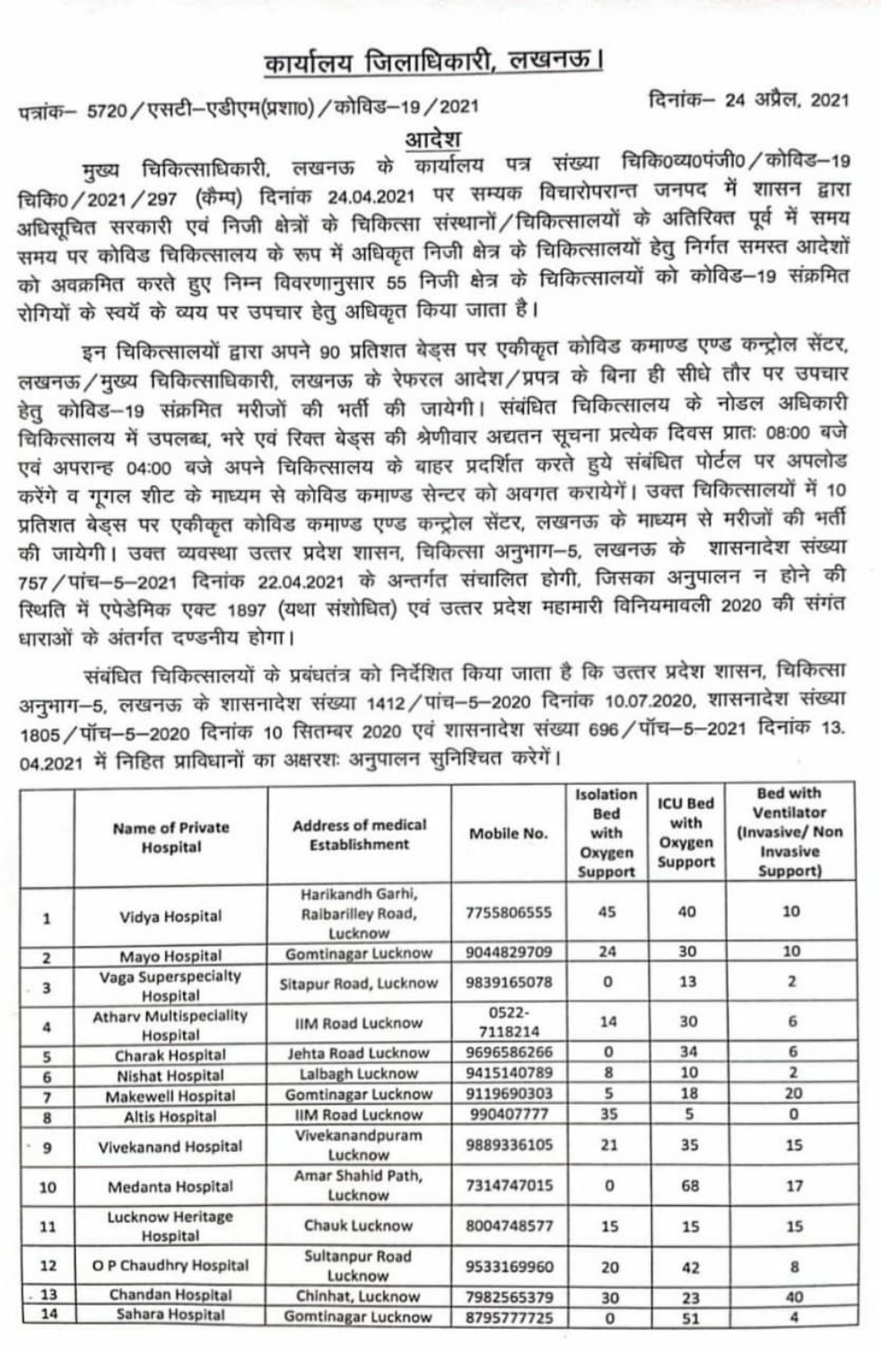# कार्यालय जिलाधिकारी, लखनऊ।

पत्रांक– 5720/एसटी–एडीएम(प्रशा0)/कोविड–19/2021

दिनांक– 24 अप्रैल, 2021

## आदेश

मुख्य चिकित्साधिकारी, लखनऊ के कार्यालय पत्र संख्या चिकि0व्य0पंजी0/कोविड–19 चिकि0/2021/297 (कैम्प) दिनांक 24.04.2021 पर सम्यक विचारोपरान्त जनपद में शासन द्वारा अधिसूचित सरकारी एवं निजी क्षेत्रों के चिकित्सा संस्थानों/चिकित्सालयों के अतिरिक्त पूर्व में समय समय पर कोविड चिकित्सालय के रूप में अधिकृत निजी क्षेत्र के चिकित्सालयों हेतु निर्गत समस्त आदेशों को अवक्रमित करते हुए निम्न विवरणानुसार 55 निजी क्षेत्र के चिकित्सालयों को कोविड–19 संक्रमित रोगियों के स्वयं के व्यय पर उपचार हेतु अधिकृत किया जाता है।

इन चिकित्सालयों द्वारा अपने 90 प्रतिशत बेड्स पर एकीकृत कोविड कमाण्ड एण्ड कन्ट्रोल सेंटर, लखनऊ/मुख्य चिकित्साधिकारी, लखनऊ के रेफरल आदेश/प्रपत्र के बिना ही सीधे तौर पर उपचार हेतु कोविड–19 संक्रमित मरीजों की भर्ती की जायेगी। संबंधित चिकित्सालय के नोडल अधिकारी चिकित्सालय में उपलब्ध, भरे एवं रिक्त बेड्स की श्रेणीवार अद्यतन सूचना प्रत्येक दिवस प्रातः 08:00 बजे एवं अपरान्ह 04:00 बजे अपने चिकित्सालय के बाहर प्रदर्शित करते हुये संबंधित पोर्टल पर अपलोड करेंगे व गूगल शीट के माध्यम से कोविड कमाण्ड सेन्टर को अवगत करायेगें। उक्त चिकित्सालयों में 10 प्रतिशत बेड्स पर एकीकृत कोविड कमाण्ड एण्ड कन्ट्रोल सेंटर, लखनऊ के माध्यम से मरीजों की भर्ती की जायेगी। उक्त व्यवस्था उत्तर प्रदेश शासन, चिकित्सा अनुभाग–5, लखनऊ के शासनादेश संख्या 757/पांच–5–2021 दिनांक 22.04.2021 के अन्तर्गत संचालित होगी, जिसका अनुपालन न होने की स्थिति में एपेडेमिक एक्ट 1897 (यथा संशोधित) एवं उत्तर प्रदेश महामारी विनियमावली 2020 की संगत धाराओं के अंतर्गत दण्डनीय होगा।

संबंधित चिकित्सालयों के प्रबंधतंत्र को निर्देशित किया जाता है कि उत्तर प्रदेश शासन, चिकित्सा अनुभाग–5, लखनऊ के शासनादेश संख्या 1412/पांच–5–2020 दिनांक 10.07.2020, शासनादेश संख्या 1805/पॉच–5–2020 दिनांक 10 सितम्बर 2020 एवं शासनादेश संख्या 696/पॉच–5–2021 दिनांक 13.04.2021 में निहित प्राविधानों का अक्षरशः अनुपालन सुनिश्चित करेगें।

| | Name of Private Hospital | Address of medical Establishment | Mobile No. | Isolation Bed with Oxygen Support | ICU Bed with Oxygen Support | Bed with Ventilator (Invasive/ Non Invasive Support) |
|---|---|---|---|---|---|---|
| 1 | Vidya Hospital | Harikandh Garhi, Raibarilley Road, Lucknow | 7755806555 | 45 | 40 | 10 |
| 2 | Mayo Hospital | Gomtinagar Lucknow | 9044829709 | 24 | 30 | 10 |
| 3 | Vaga Superspecialty Hospital | Sitapur Road, Lucknow | 9839165078 | 0 | 13 | 2 |
| 4 | Atharv Multispeciality Hospital | IIM Road Lucknow | 0522-7118214 | 14 | 30 | 6 |
| 5 | Charak Hospital | Jehta Road Lucknow | 9696586266 | 0 | 34 | 6 |
| 6 | Nishat Hospital | Lalbagh Lucknow | 9415140789 | 8 | 10 | 2 |
| 7 | Makewell Hospital | Gomtinagar Lucknow | 9119690303 | 5 | 18 | 20 |
| 8 | Altis Hospital | IIM Road Lucknow | 990407777 | 35 | 5 | 0 |
| 9 | Vivekanand Hospital | Vivekanandpuram Lucknow | 9889336105 | 21 | 35 | 15 |
| 10 | Medanta Hospital | Amar Shahid Path, Lucknow | 7314747015 | 0 | 68 | 17 |
| 11 | Lucknow Heritage Hospital | Chauk Lucknow | 8004748577 | 15 | 15 | 15 |
| 12 | O P Chaudhry Hospital | Sultanpur Road Lucknow | 9533169960 | 20 | 42 | 8 |
| 13 | Chandan Hospital | Chinhat, Lucknow | 7982565379 | 30 | 23 | 40 |
| 14 | Sahara Hospital | Gomtinagar Lucknow | 8795777725 | 0 | 51 | 4 |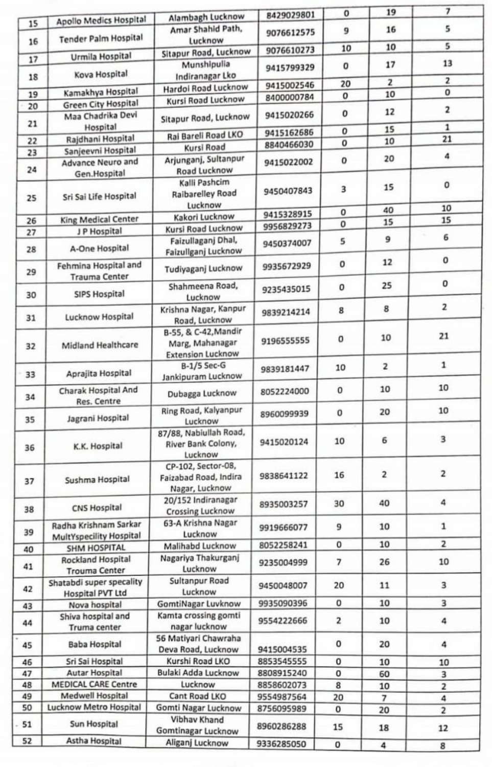| 15 | Apollo Medics Hospital | Alambagh Lucknow | 8429029801 | 0 | 19 | 7 |
|---|---|---|---|---|---|---|
| 16 | Tender Palm Hospital | Amar Shahid Path, Lucknow | 9076612575 | 9 | 16 | 5 |
| 17 | Urmila Hospital | Sitapur Road, Lucknow | 9076610273 | 10 | 10 | 5 |
| 18 | Kova Hospital | Munshipulia Indiranagar Lko | 9415799329 | 0 | 17 | 13 |
| 19 | Kamakhya Hospital | Hardoi Road Lucknow | 9415002546 | 20 | 2 | 2 |
| 20 | Green City Hospital | Kursi Road Lucknow | 8400000784 | 0 | 10 | 0 |
| 21 | Maa Chadrika Devi Hospital | Sitapur Road, Lucknow | 9415020266 | 0 | 12 | 2 |
| 22 | Rajdhani Hospital | Rai Bareli Road LKO | 9415162686 | 0 | 15 | 1 |
| 23 | Sanjeevni Hospital | Kursi Road | 8840466030 | 0 | 10 | 21 |
| 24 | Advance Neuro and Gen.Hospital | Arjunganj, Sultanpur Road Lucknow | 9415022002 | 0 | 20 | 4 |
| 25 | Sri Sai Life Hospital | Kalli Pashcim Raibarelley Road Lucknow | 9450407843 | 3 | 15 | 0 |
| 26 | King Medical Center | Kakori Lucknow | 9415328915 | 0 | 40 | 10 |
| 27 | J P Hospital | Kursi Road Lucknow | 9956829273 | 0 | 15 | 15 |
| 28 | A-One Hospital | Faizullaganj Dhal, Faizullganj Lucknow | 9450374007 | 5 | 9 | 6 |
| 29 | Fehmina Hospital and Trauma Center | Tudiyaganj Lucknow | 9935672929 | 0 | 12 | 0 |
| 30 | SIPS Hospital | Shahmeena Road, Lucknow | 9235435015 | 0 | 25 | 0 |
| 31 | Lucknow Hospital | Krishna Nagar, Kanpur Road, Lucknow | 9839214214 | 8 | 8 | 2 |
| 32 | Midland Healthcare | B-55, & C-42,Mandir Marg, Mahanagar Extension Lucknow | 9196555555 | 0 | 10 | 21 |
| 33 | Aprajita Hospital | B-1/5 Sec-G Jankipuram Lucknow | 9839181447 | 10 | 2 | 1 |
| 34 | Charak Hospital And Res. Centre | Dubagga Lucknow | 8052224000 | 0 | 10 | 10 |
| 35 | Jagrani Hospital | Ring Road, Kalyanpur Lucknow | 8960099939 | 0 | 20 | 10 |
| 36 | K.K. Hospital | 87/88, Nabiullah Road, River Bank Colony, Lucknow | 9415020124 | 10 | 6 | 3 |
| 37 | Sushma Hospital | CP-102, Sector-08, Faizabad Road, Indira Nagar, Lucknow | 9838641122 | 16 | 2 | 2 |
| 38 | CNS Hospital | 20/152 Indiranagar Crossing Lucknow | 8935003257 | 30 | 40 | 4 |
| 39 | Radha Krishnam Sarkar MultYspecility Hospital | 63-A Krishna Nagar Lucknow | 9919666077 | 9 | 10 | 1 |
| 40 | SHM HOSPITAL | Malihabd Lucknow | 8052258241 | 0 | 10 | 2 |
| 41 | Rockland Hospital Trouma Center | Nagariya Thakurganj Lucknow | 9235004999 | 7 | 26 | 10 |
| 42 | Shatabdi super specality Hospital PVT Ltd | Sultanpur Road Lucknow | 9450048007 | 20 | 11 | 3 |
| 43 | Nova hospital | GomtiNagar Luvknow | 9935090396 | 0 | 10 | 3 |
| 44 | Shiva hospital and Truma center | Kamta crossing gomti nagar lucknow | 9554222666 | 2 | 10 | 4 |
| 45 | Baba Hospital | 56 Matiyari Chawraha Deva Road, Lucknow | 9415004535 | 0 | 20 | 4 |
| 46 | Sri Sai Hospital | Kurshi Road LKO | 8853545555 | 0 | 10 | 10 |
| 47 | Autar Hospital | Bulaki Adda Lucknow | 8808915240 | 0 | 60 | 3 |
| 48 | MEDICAL CARE Centre | Lucknow | 8858602073 | 8 | 10 | 2 |
| 49 | Medwell Hospital | Cant Road LKO | 9554987564 | 20 | 7 | 4 |
| 50 | Lucknow Metro Hospital | Gomti Nagar Lucknow | 8756095989 | 0 | 20 | 2 |
| 51 | Sun Hospital | Vibhav Khand Gomtinagar Lucknow | 8960286288 | 15 | 18 | 12 |
| 52 | Astha Hospital | Aliganj Lucknow | 9336285050 | 0 | 4 | 8 |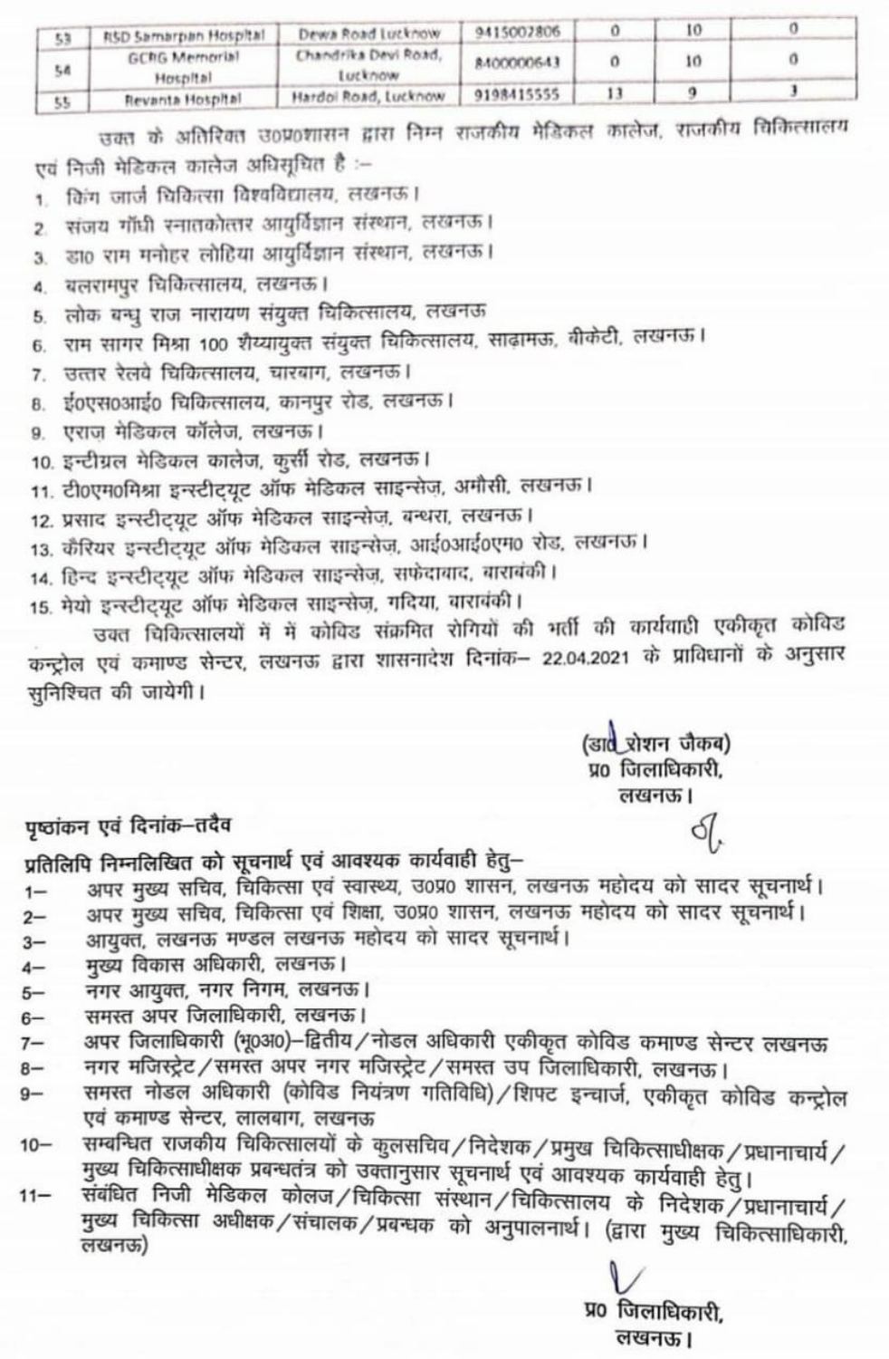| | | | | | | |
|---|---|---|---|---|---|---|
| 53 | RSD Samarpan Hospital | Dewa Road Lucknow | 9415002806 | 0 | 10 | 0 |
| 54 | GCRG Memorial Hospital | Chandrika Devi Road, Lucknow | 8400000643 | 0 | 10 | 0 |
| 55 | Revanta Hospital | Hardoi Road, Lucknow | 9198415555 | 13 | 9 | 3 |

उक्त के अतिरिक्त उ0प्र0शासन द्वारा निम्न राजकीय मेडिकल कालेज, राजकीय चिकित्सालय एवं निजी मेडिकल कालेज अधिसूचित है :-

1. किंग जार्ज चिकित्सा विश्वविद्यालय, लखनऊ।
2. संजय गाँधी स्नातकोत्तर आयुर्विज्ञान संस्थान, लखनऊ।
3. डा0 राम मनोहर लोहिया आयुर्विज्ञान संस्थान, लखनऊ।
4. बलरामपुर चिकित्सालय, लखनऊ।
5. लोक बन्धु राज नारायण संयुक्त चिकित्सालय, लखनऊ
6. राम सागर मिश्रा 100 शैय्यायुक्त संयुक्त चिकित्सालय, साढ़ामऊ, बीकेटी, लखनऊ।
7. उत्तर रेलवे चिकित्सालय, चारबाग, लखनऊ।
8. ई0एस0आई0 चिकित्सालय, कानपुर रोड, लखनऊ।
9. एराज़ मेडिकल कॉलेज, लखनऊ।
10. इन्टीग्रल मेडिकल कालेज, कुर्सी रोड, लखनऊ।
11. टी0एम0मिश्रा इन्स्टीट्यूट ऑफ मेडिकल साइन्सेज़, अमौसी, लखनऊ।
12. प्रसाद इन्स्टीट्यूट ऑफ मेडिकल साइन्सेज़, बन्थरा, लखनऊ।
13. कैरियर इन्स्टीट्यूट ऑफ मेडिकल साइन्सेज़, आई0आई0एम0 रोड, लखनऊ।
14. हिन्द इन्स्टीट्यूट ऑफ मेडिकल साइन्सेज़, सफेदाबाद, बाराबंकी।
15. मेयो इन्स्टीट्यूट ऑफ मेडिकल साइन्सेज़, गदिया, बाराबंकी।

उक्त चिकित्सालयों में में कोविड संक्रमित रोगियों की भर्ती की कार्यवाही एकीकृत कोविड कन्ट्रोल एवं कमाण्ड सेन्टर, लखनऊ द्वारा शासनादेश दिनांक- 22.04.2021 के प्रावधानों के अनुसार सुनिश्चित की जायेगी।

(डा0 रोशन जैकब)
प्र0 जिलाधिकारी,
लखनऊ।

पृष्ठांकन एवं दिनांक-तदैव

प्रतिलिपि निम्नलिखित को सूचनार्थ एवं आवश्यक कार्यवाही हेतु-

1- अपर मुख्य सचिव, चिकित्सा एवं स्वास्थ्य, उ0प्र0 शासन, लखनऊ महोदय को सादर सूचनार्थ।
2- अपर मुख्य सचिव, चिकित्सा एवं शिक्षा, उ0प्र0 शासन, लखनऊ महोदय को सादर सूचनार्थ।
3- आयुक्त, लखनऊ मण्डल लखनऊ महोदय को सादर सूचनार्थ।
4- मुख्य विकास अधिकारी, लखनऊ।
5- नगर आयुक्त, नगर निगम, लखनऊ।
6- समस्त अपर जिलाधिकारी, लखनऊ।
7- अपर जिलाधिकारी (भू0अ0)-द्वितीय/नोडल अधिकारी एकीकृत कोविड कमाण्ड सेन्टर लखनऊ
8- नगर मजिस्ट्रेट/समस्त अपर नगर मजिस्ट्रेट/समस्त उप जिलाधिकारी, लखनऊ।
9- समस्त नोडल अधिकारी (कोविड नियंत्रण गतिविधि)/शिफ्ट इन्चार्ज, एकीकृत कोविड कन्ट्रोल एवं कमाण्ड सेन्टर, लालबाग, लखनऊ
10- सम्बन्धित राजकीय चिकित्सालयों के कुलसचिव/निदेशक/प्रमुख चिकित्साधीक्षक/प्रधानाचार्य/मुख्य चिकित्साधीक्षक प्रबन्धतंत्र को उक्तानुसार सूचनार्थ एवं आवश्यक कार्यवाही हेतु।
11- संबंधित निजी मेडिकल कोलज/चिकित्सा संस्थान/चिकित्सालय के निदेशक/प्रधानाचार्य/मुख्य चिकित्सा अधीक्षक/संचालक/प्रबन्धक को अनुपालनार्थ। (द्वारा मुख्य चिकित्साधिकारी, लखनऊ)

प्र0 जिलाधिकारी,
लखनऊ।